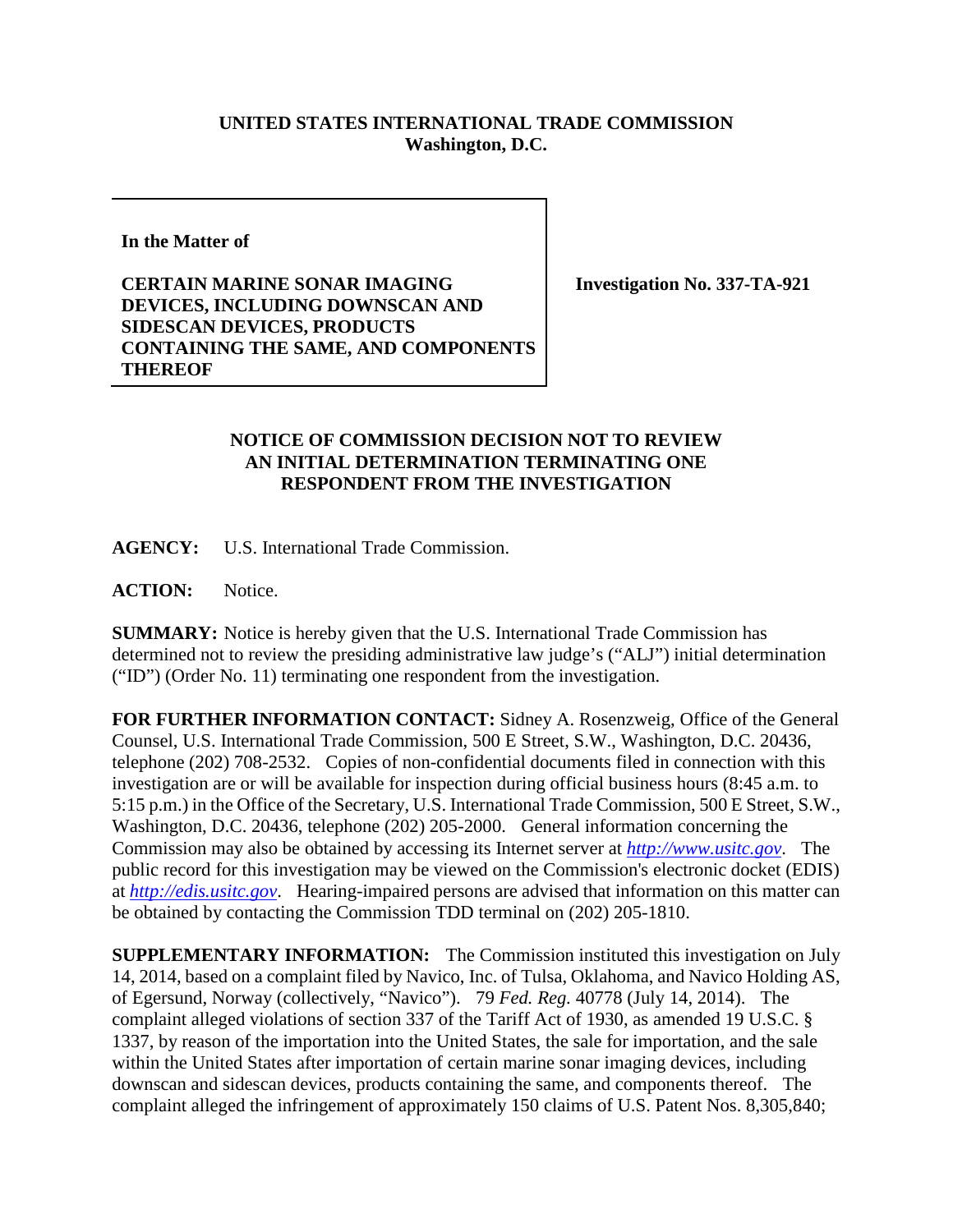**UNITED STATES INTERNATIONAL TRADE COMMISSION**
**Washington, D.C.**

**In the Matter of**

**CERTAIN MARINE SONAR IMAGING DEVICES, INCLUDING DOWNSCAN AND SIDESCAN DEVICES, PRODUCTS CONTAINING THE SAME, AND COMPONENTS THEREOF**

**Investigation No. 337-TA-921**

**NOTICE OF COMMISSION DECISION NOT TO REVIEW AN INITIAL DETERMINATION TERMINATING ONE RESPONDENT FROM THE INVESTIGATION**

**AGENCY:** U.S. International Trade Commission.

**ACTION:** Notice.

**SUMMARY:** Notice is hereby given that the U.S. International Trade Commission has determined not to review the presiding administrative law judge's ("ALJ") initial determination ("ID") (Order No. 11) terminating one respondent from the investigation.

**FOR FURTHER INFORMATION CONTACT:** Sidney A. Rosenzweig, Office of the General Counsel, U.S. International Trade Commission, 500 E Street, S.W., Washington, D.C. 20436, telephone (202) 708-2532. Copies of non-confidential documents filed in connection with this investigation are or will be available for inspection during official business hours (8:45 a.m. to 5:15 p.m.) in the Office of the Secretary, U.S. International Trade Commission, 500 E Street, S.W., Washington, D.C. 20436, telephone (202) 205-2000. General information concerning the Commission may also be obtained by accessing its Internet server at *http://www.usitc.gov*. The public record for this investigation may be viewed on the Commission's electronic docket (EDIS) at *http://edis.usitc.gov*. Hearing-impaired persons are advised that information on this matter can be obtained by contacting the Commission TDD terminal on (202) 205-1810.

**SUPPLEMENTARY INFORMATION:** The Commission instituted this investigation on July 14, 2014, based on a complaint filed by Navico, Inc. of Tulsa, Oklahoma, and Navico Holding AS, of Egersund, Norway (collectively, "Navico"). 79 *Fed. Reg.* 40778 (July 14, 2014). The complaint alleged violations of section 337 of the Tariff Act of 1930, as amended 19 U.S.C. § 1337, by reason of the importation into the United States, the sale for importation, and the sale within the United States after importation of certain marine sonar imaging devices, including downscan and sidescan devices, products containing the same, and components thereof. The complaint alleged the infringement of approximately 150 claims of U.S. Patent Nos. 8,305,840;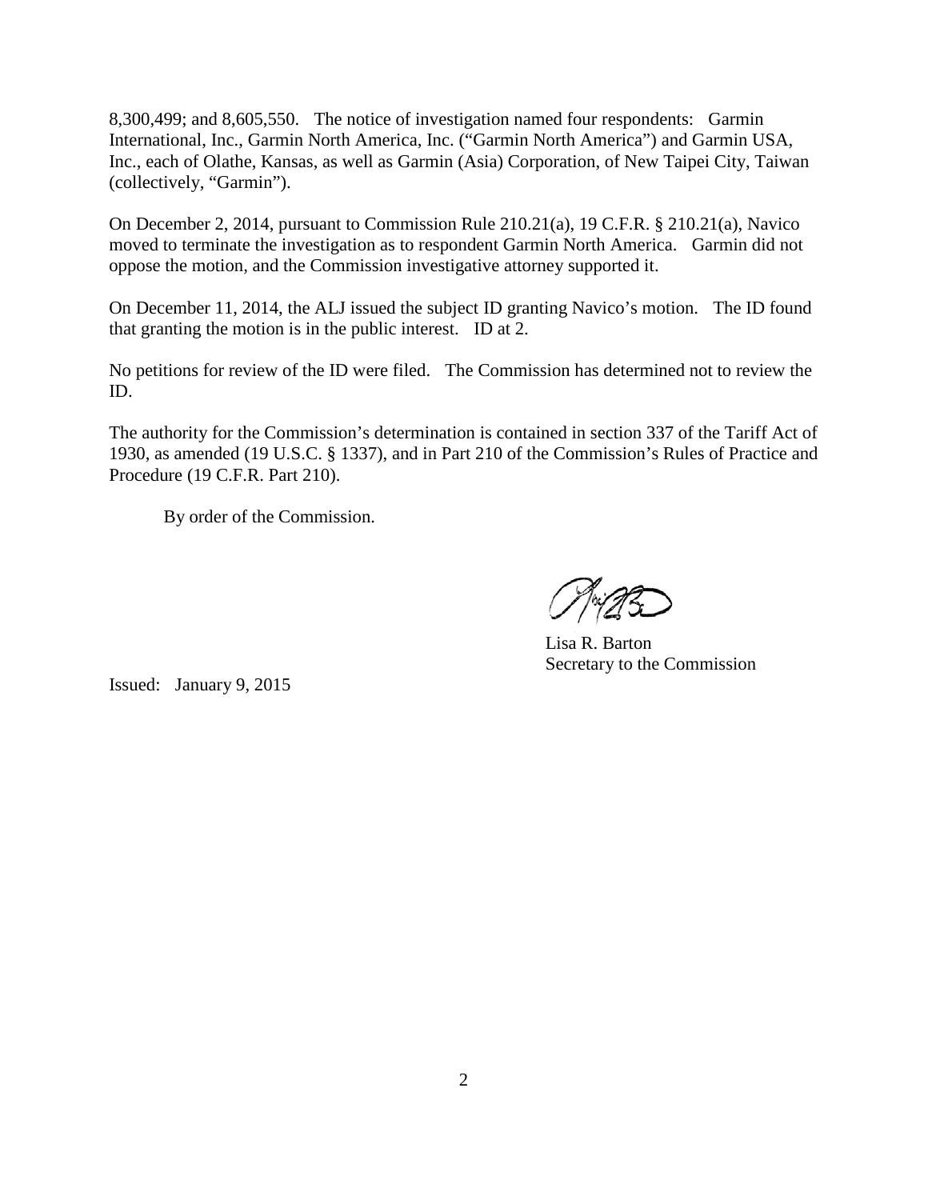8,300,499; and 8,605,550. The notice of investigation named four respondents: Garmin International, Inc., Garmin North America, Inc. ("Garmin North America") and Garmin USA, Inc., each of Olathe, Kansas, as well as Garmin (Asia) Corporation, of New Taipei City, Taiwan (collectively, "Garmin").

On December 2, 2014, pursuant to Commission Rule 210.21(a), 19 C.F.R. § 210.21(a), Navico moved to terminate the investigation as to respondent Garmin North America. Garmin did not oppose the motion, and the Commission investigative attorney supported it.

On December 11, 2014, the ALJ issued the subject ID granting Navico's motion. The ID found that granting the motion is in the public interest. ID at 2.

No petitions for review of the ID were filed. The Commission has determined not to review the ID.

The authority for the Commission's determination is contained in section 337 of the Tariff Act of 1930, as amended (19 U.S.C. § 1337), and in Part 210 of the Commission's Rules of Practice and Procedure (19 C.F.R. Part 210).

By order of the Commission.

Lisa R. Barton
Secretary to the Commission

Issued: January 9, 2015